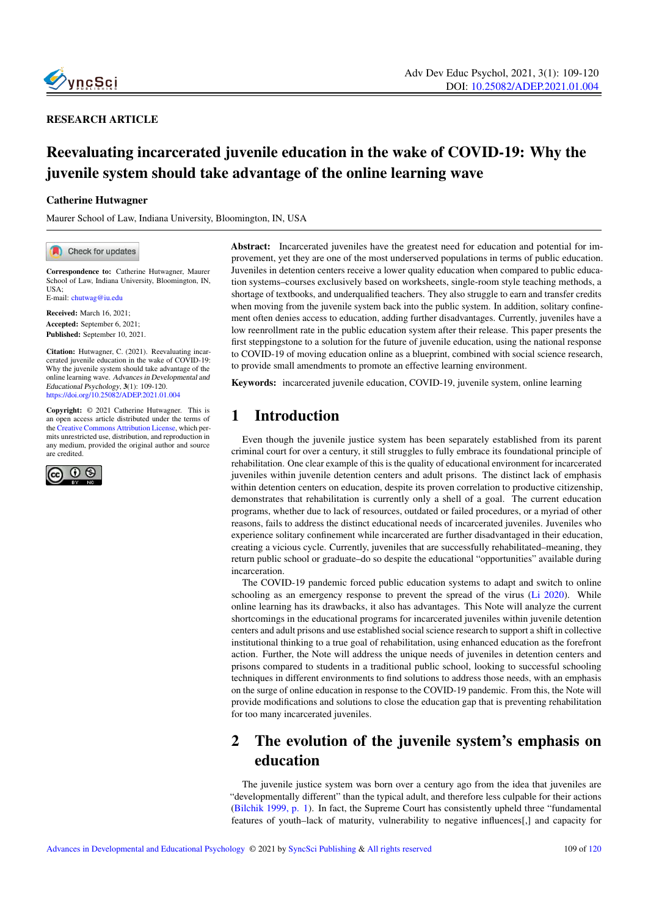RESEARCH ARTICLE

# Reevaluating incarcerated juvenile education in the wake of COVID-19: Why the juvenile system should take advantage of the online learning wave

**Catherine Hutwagner**

Maurer School of Law, Indiana University, Bloomington, IN, USA

**Correspondence to:** Catherine Hutwagner, Maurer School of Law, Indiana University, Bloomington, IN, USA;
E-mail: chutwag@iu.edu

**Received:** March 16, 2021;
**Accepted:** September 6, 2021;
**Published:** September 10, 2021.

**Citation:** Hutwagner, C. (2021). Reevaluating incarcerated juvenile education in the wake of COVID-19: Why the juvenile system should take advantage of the online learning wave. *Advances in Developmental and Educational Psychology*, **3**(1): 109-120. https://doi.org/10.25082/ADEP.2021.01.004

**Copyright:** © 2021 Catherine Hutwagner. This is an open access article distributed under the terms of the Creative Commons Attribution License, which permits unrestricted use, distribution, and reproduction in any medium, provided the original author and source are credited.

**Abstract:** Incarcerated juveniles have the greatest need for education and potential for improvement, yet they are one of the most underserved populations in terms of public education. Juveniles in detention centers receive a lower quality education when compared to public education systems–courses exclusively based on worksheets, single-room style teaching methods, a shortage of textbooks, and underqualified teachers. They also struggle to earn and transfer credits when moving from the juvenile system back into the public system. In addition, solitary confinement often denies access to education, adding further disadvantages. Currently, juveniles have a low reenrollment rate in the public education system after their release. This paper presents the first steppingstone to a solution for the future of juvenile education, using the national response to COVID-19 of moving education online as a blueprint, combined with social science research, to provide small amendments to promote an effective learning environment.

**Keywords:** incarcerated juvenile education, COVID-19, juvenile system, online learning

## 1 Introduction

Even though the juvenile justice system has been separately established from its parent criminal court for over a century, it still struggles to fully embrace its foundational principle of rehabilitation. One clear example of this is the quality of educational environment for incarcerated juveniles within juvenile detention centers and adult prisons. The distinct lack of emphasis within detention centers on education, despite its proven correlation to productive citizenship, demonstrates that rehabilitation is currently only a shell of a goal. The current education programs, whether due to lack of resources, outdated or failed procedures, or a myriad of other reasons, fails to address the distinct educational needs of incarcerated juveniles. Juveniles who experience solitary confinement while incarcerated are further disadvantaged in their education, creating a vicious cycle. Currently, juveniles that are successfully rehabilitated–meaning, they return public school or graduate–do so despite the educational "opportunities" available during incarceration.

The COVID-19 pandemic forced public education systems to adapt and switch to online schooling as an emergency response to prevent the spread of the virus (Li 2020). While online learning has its drawbacks, it also has advantages. This Note will analyze the current shortcomings in the educational programs for incarcerated juveniles within juvenile detention centers and adult prisons and use established social science research to support a shift in collective institutional thinking to a true goal of rehabilitation, using enhanced education as the forefront action. Further, the Note will address the unique needs of juveniles in detention centers and prisons compared to students in a traditional public school, looking to successful schooling techniques in different environments to find solutions to address those needs, with an emphasis on the surge of online education in response to the COVID-19 pandemic. From this, the Note will provide modifications and solutions to close the education gap that is preventing rehabilitation for too many incarcerated juveniles.

## 2 The evolution of the juvenile system's emphasis on education

The juvenile justice system was born over a century ago from the idea that juveniles are "developmentally different" than the typical adult, and therefore less culpable for their actions (Bilchik 1999, p. 1). In fact, the Supreme Court has consistently upheld three "fundamental features of youth–lack of maturity, vulnerability to negative influences[,] and capacity for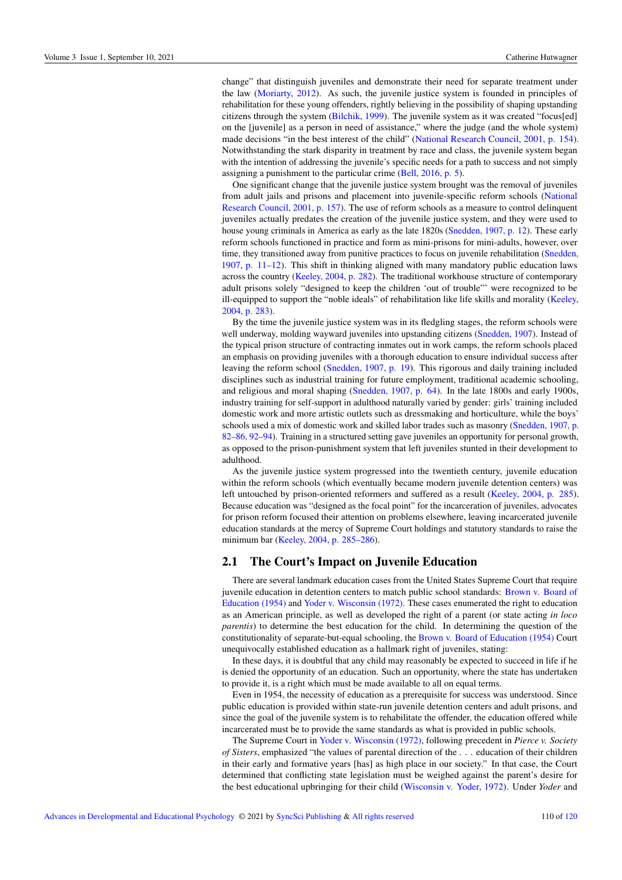change" that distinguish juveniles and demonstrate their need for separate treatment under the law (Moriarty, 2012). As such, the juvenile justice system is founded in principles of rehabilitation for these young offenders, rightly believing in the possibility of shaping upstanding citizens through the system (Bilchik, 1999). The juvenile system as it was created "focus[ed] on the [juvenile] as a person in need of assistance," where the judge (and the whole system) made decisions "in the best interest of the child" (National Research Council, 2001, p. 154). Notwithstanding the stark disparity in treatment by race and class, the juvenile system began with the intention of addressing the juvenile's specific needs for a path to success and not simply assigning a punishment to the particular crime (Bell, 2016, p. 5).

One significant change that the juvenile justice system brought was the removal of juveniles from adult jails and prisons and placement into juvenile-specific reform schools (National Research Council, 2001, p. 157). The use of reform schools as a measure to control delinquent juveniles actually predates the creation of the juvenile justice system, and they were used to house young criminals in America as early as the late 1820s (Snedden, 1907, p. 12). These early reform schools functioned in practice and form as mini-prisons for mini-adults, however, over time, they transitioned away from punitive practices to focus on juvenile rehabilitation (Snedden, 1907, p. 11–12). This shift in thinking aligned with many mandatory public education laws across the country (Keeley, 2004, p. 282). The traditional workhouse structure of contemporary adult prisons solely "designed to keep the children 'out of trouble'" were recognized to be ill-equipped to support the "noble ideals" of rehabilitation like life skills and morality (Keeley, 2004, p. 283).

By the time the juvenile justice system was in its fledgling stages, the reform schools were well underway, molding wayward juveniles into upstanding citizens (Snedden, 1907). Instead of the typical prison structure of contracting inmates out in work camps, the reform schools placed an emphasis on providing juveniles with a thorough education to ensure individual success after leaving the reform school (Snedden, 1907, p. 19). This rigorous and daily training included disciplines such as industrial training for future employment, traditional academic schooling, and religious and moral shaping (Snedden, 1907, p. 64). In the late 1800s and early 1900s, industry training for self-support in adulthood naturally varied by gender: girls' training included domestic work and more artistic outlets such as dressmaking and horticulture, while the boys' schools used a mix of domestic work and skilled labor trades such as masonry (Snedden, 1907, p. 82–86, 92–94). Training in a structured setting gave juveniles an opportunity for personal growth, as opposed to the prison-punishment system that left juveniles stunted in their development to adulthood.

As the juvenile justice system progressed into the twentieth century, juvenile education within the reform schools (which eventually became modern juvenile detention centers) was left untouched by prison-oriented reformers and suffered as a result (Keeley, 2004, p. 285). Because education was "designed as the focal point" for the incarceration of juveniles, advocates for prison reform focused their attention on problems elsewhere, leaving incarcerated juvenile education standards at the mercy of Supreme Court holdings and statutory standards to raise the minimum bar (Keeley, 2004, p. 285–286).

## 2.1 The Court's Impact on Juvenile Education

There are several landmark education cases from the United States Supreme Court that require juvenile education in detention centers to match public school standards: Brown v. Board of Education (1954) and Yoder v. Wisconsin (1972). These cases enumerated the right to education as an American principle, as well as developed the right of a parent (or state acting *in loco parentis*) to determine the best education for the child. In determining the question of the constitutionality of separate-but-equal schooling, the Brown v. Board of Education (1954) Court unequivocally established education as a hallmark right of juveniles, stating:

In these days, it is doubtful that any child may reasonably be expected to succeed in life if he is denied the opportunity of an education. Such an opportunity, where the state has undertaken to provide it, is a right which must be made available to all on equal terms.

Even in 1954, the necessity of education as a prerequisite for success was understood. Since public education is provided within state-run juvenile detention centers and adult prisons, and since the goal of the juvenile system is to rehabilitate the offender, the education offered while incarcerated must be to provide the same standards as what is provided in public schools.

The Supreme Court in Yoder v. Wisconsin (1972), following precedent in *Pierce v. Society of Sisters*, emphasized "the values of parental direction of the . . . education of their children in their early and formative years [has] as high place in our society." In that case, the Court determined that conflicting state legislation must be weighed against the parent's desire for the best educational upbringing for their child (Wisconsin v. Yoder, 1972). Under *Yoder* and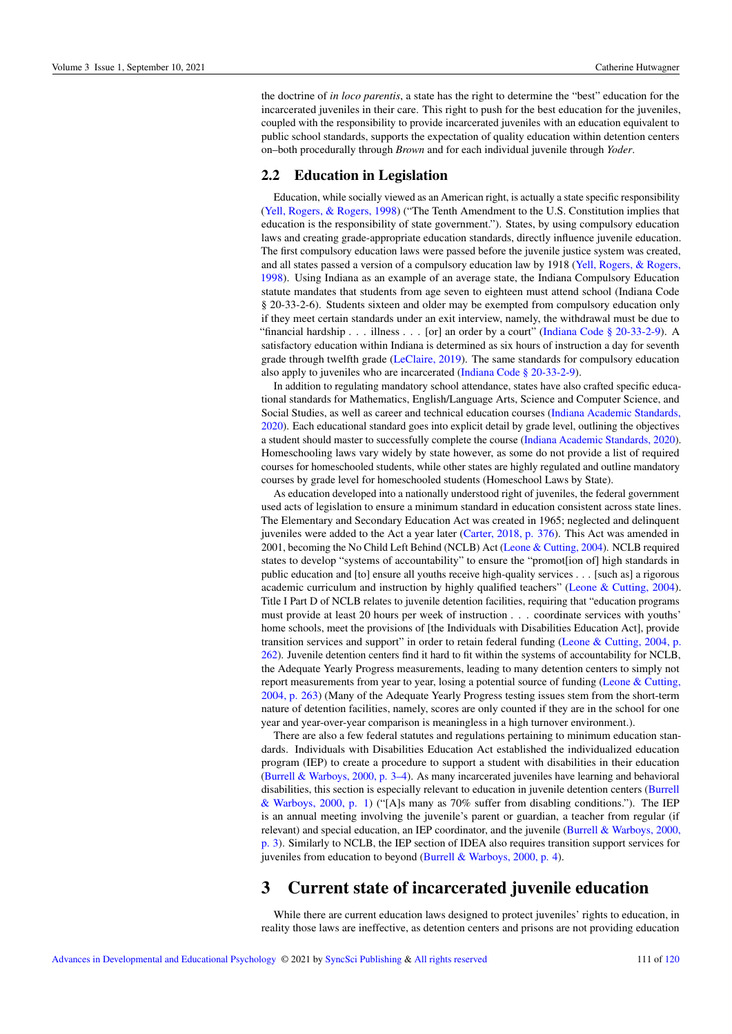the doctrine of *in loco parentis*, a state has the right to determine the "best" education for the incarcerated juveniles in their care. This right to push for the best education for the juveniles, coupled with the responsibility to provide incarcerated juveniles with an education equivalent to public school standards, supports the expectation of quality education within detention centers on–both procedurally through *Brown* and for each individual juvenile through *Yoder*.

## 2.2 Education in Legislation

Education, while socially viewed as an American right, is actually a state specific responsibility (Yell, Rogers, & Rogers, 1998) ("The Tenth Amendment to the U.S. Constitution implies that education is the responsibility of state government."). States, by using compulsory education laws and creating grade-appropriate education standards, directly influence juvenile education. The first compulsory education laws were passed before the juvenile justice system was created, and all states passed a version of a compulsory education law by 1918 (Yell, Rogers, & Rogers, 1998). Using Indiana as an example of an average state, the Indiana Compulsory Education statute mandates that students from age seven to eighteen must attend school (Indiana Code § 20-33-2-6). Students sixteen and older may be exempted from compulsory education only if they meet certain standards under an exit interview, namely, the withdrawal must be due to "financial hardship . . . illness . . . [or] an order by a court" (Indiana Code § 20-33-2-9). A satisfactory education within Indiana is determined as six hours of instruction a day for seventh grade through twelfth grade (LeClaire, 2019). The same standards for compulsory education also apply to juveniles who are incarcerated (Indiana Code § 20-33-2-9).

In addition to regulating mandatory school attendance, states have also crafted specific educational standards for Mathematics, English/Language Arts, Science and Computer Science, and Social Studies, as well as career and technical education courses (Indiana Academic Standards, 2020). Each educational standard goes into explicit detail by grade level, outlining the objectives a student should master to successfully complete the course (Indiana Academic Standards, 2020). Homeschooling laws vary widely by state however, as some do not provide a list of required courses for homeschooled students, while other states are highly regulated and outline mandatory courses by grade level for homeschooled students (Homeschool Laws by State).

As education developed into a nationally understood right of juveniles, the federal government used acts of legislation to ensure a minimum standard in education consistent across state lines. The Elementary and Secondary Education Act was created in 1965; neglected and delinquent juveniles were added to the Act a year later (Carter, 2018, p. 376). This Act was amended in 2001, becoming the No Child Left Behind (NCLB) Act (Leone & Cutting, 2004). NCLB required states to develop "systems of accountability" to ensure the "promot[ion of] high standards in public education and [to] ensure all youths receive high-quality services . . . [such as] a rigorous academic curriculum and instruction by highly qualified teachers" (Leone & Cutting, 2004). Title I Part D of NCLB relates to juvenile detention facilities, requiring that "education programs must provide at least 20 hours per week of instruction . . . coordinate services with youths' home schools, meet the provisions of [the Individuals with Disabilities Education Act], provide transition services and support" in order to retain federal funding (Leone & Cutting, 2004, p. 262). Juvenile detention centers find it hard to fit within the systems of accountability for NCLB, the Adequate Yearly Progress measurements, leading to many detention centers to simply not report measurements from year to year, losing a potential source of funding (Leone & Cutting, 2004, p. 263) (Many of the Adequate Yearly Progress testing issues stem from the short-term nature of detention facilities, namely, scores are only counted if they are in the school for one year and year-over-year comparison is meaningless in a high turnover environment.).

There are also a few federal statutes and regulations pertaining to minimum education standards. Individuals with Disabilities Education Act established the individualized education program (IEP) to create a procedure to support a student with disabilities in their education (Burrell & Warboys, 2000, p. 3–4). As many incarcerated juveniles have learning and behavioral disabilities, this section is especially relevant to education in juvenile detention centers (Burrell & Warboys, 2000, p. 1) ("[A]s many as 70% suffer from disabling conditions."). The IEP is an annual meeting involving the juvenile's parent or guardian, a teacher from regular (if relevant) and special education, an IEP coordinator, and the juvenile (Burrell & Warboys, 2000, p. 3). Similarly to NCLB, the IEP section of IDEA also requires transition support services for juveniles from education to beyond (Burrell & Warboys, 2000, p. 4).

# 3 Current state of incarcerated juvenile education

While there are current education laws designed to protect juveniles' rights to education, in reality those laws are ineffective, as detention centers and prisons are not providing education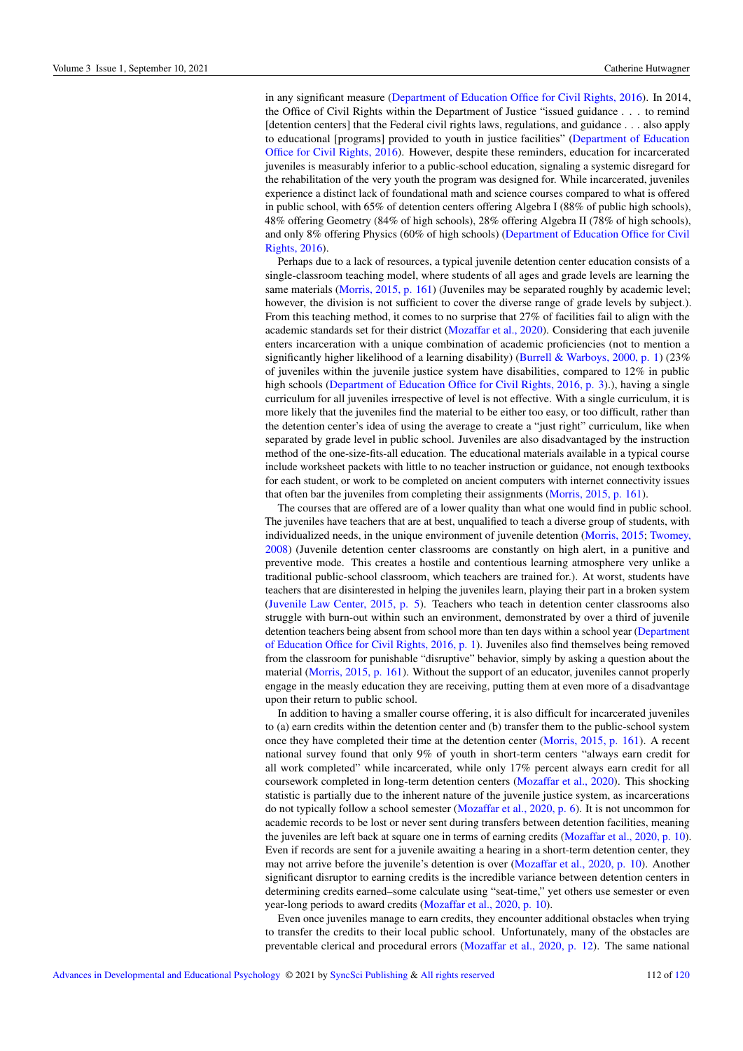in any significant measure (Department of Education Office for Civil Rights, 2016). In 2014, the Office of Civil Rights within the Department of Justice "issued guidance . . . to remind [detention centers] that the Federal civil rights laws, regulations, and guidance . . . also apply to educational [programs] provided to youth in justice facilities" (Department of Education Office for Civil Rights, 2016). However, despite these reminders, education for incarcerated juveniles is measurably inferior to a public-school education, signaling a systemic disregard for the rehabilitation of the very youth the program was designed for. While incarcerated, juveniles experience a distinct lack of foundational math and science courses compared to what is offered in public school, with 65% of detention centers offering Algebra I (88% of public high schools), 48% offering Geometry (84% of high schools), 28% offering Algebra II (78% of high schools), and only 8% offering Physics (60% of high schools) (Department of Education Office for Civil Rights, 2016).

Perhaps due to a lack of resources, a typical juvenile detention center education consists of a single-classroom teaching model, where students of all ages and grade levels are learning the same materials (Morris, 2015, p. 161) (Juveniles may be separated roughly by academic level; however, the division is not sufficient to cover the diverse range of grade levels by subject.). From this teaching method, it comes to no surprise that 27% of facilities fail to align with the academic standards set for their district (Mozaffar et al., 2020). Considering that each juvenile enters incarceration with a unique combination of academic proficiencies (not to mention a significantly higher likelihood of a learning disability) (Burrell & Warboys, 2000, p. 1) (23% of juveniles within the juvenile justice system have disabilities, compared to 12% in public high schools (Department of Education Office for Civil Rights, 2016, p. 3).), having a single curriculum for all juveniles irrespective of level is not effective. With a single curriculum, it is more likely that the juveniles find the material to be either too easy, or too difficult, rather than the detention center's idea of using the average to create a "just right" curriculum, like when separated by grade level in public school. Juveniles are also disadvantaged by the instruction method of the one-size-fits-all education. The educational materials available in a typical course include worksheet packets with little to no teacher instruction or guidance, not enough textbooks for each student, or work to be completed on ancient computers with internet connectivity issues that often bar the juveniles from completing their assignments (Morris, 2015, p. 161).

The courses that are offered are of a lower quality than what one would find in public school. The juveniles have teachers that are at best, unqualified to teach a diverse group of students, with individualized needs, in the unique environment of juvenile detention (Morris, 2015; Twomey, 2008) (Juvenile detention center classrooms are constantly on high alert, in a punitive and preventive mode. This creates a hostile and contentious learning atmosphere very unlike a traditional public-school classroom, which teachers are trained for.). At worst, students have teachers that are disinterested in helping the juveniles learn, playing their part in a broken system (Juvenile Law Center, 2015, p. 5). Teachers who teach in detention center classrooms also struggle with burn-out within such an environment, demonstrated by over a third of juvenile detention teachers being absent from school more than ten days within a school year (Department of Education Office for Civil Rights, 2016, p. 1). Juveniles also find themselves being removed from the classroom for punishable "disruptive" behavior, simply by asking a question about the material (Morris, 2015, p. 161). Without the support of an educator, juveniles cannot properly engage in the measly education they are receiving, putting them at even more of a disadvantage upon their return to public school.

In addition to having a smaller course offering, it is also difficult for incarcerated juveniles to (a) earn credits within the detention center and (b) transfer them to the public-school system once they have completed their time at the detention center (Morris, 2015, p. 161). A recent national survey found that only 9% of youth in short-term centers "always earn credit for all work completed" while incarcerated, while only 17% percent always earn credit for all coursework completed in long-term detention centers (Mozaffar et al., 2020). This shocking statistic is partially due to the inherent nature of the juvenile justice system, as incarcerations do not typically follow a school semester (Mozaffar et al., 2020, p. 6). It is not uncommon for academic records to be lost or never sent during transfers between detention facilities, meaning the juveniles are left back at square one in terms of earning credits (Mozaffar et al., 2020, p. 10). Even if records are sent for a juvenile awaiting a hearing in a short-term detention center, they may not arrive before the juvenile's detention is over (Mozaffar et al., 2020, p. 10). Another significant disruptor to earning credits is the incredible variance between detention centers in determining credits earned–some calculate using "seat-time," yet others use semester or even year-long periods to award credits (Mozaffar et al., 2020, p. 10).

Even once juveniles manage to earn credits, they encounter additional obstacles when trying to transfer the credits to their local public school. Unfortunately, many of the obstacles are preventable clerical and procedural errors (Mozaffar et al., 2020, p. 12). The same national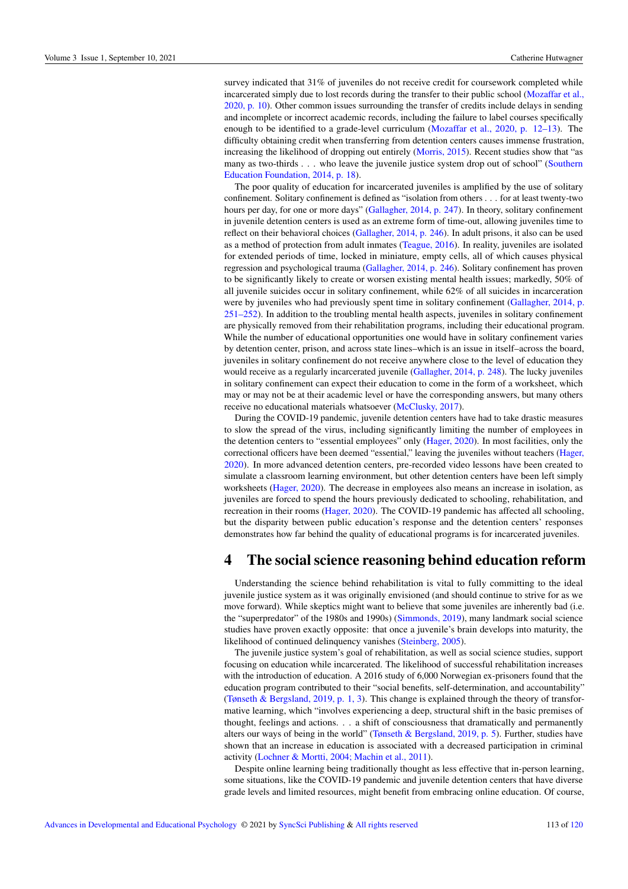survey indicated that 31% of juveniles do not receive credit for coursework completed while incarcerated simply due to lost records during the transfer to their public school (Mozaffar et al., 2020, p. 10). Other common issues surrounding the transfer of credits include delays in sending and incomplete or incorrect academic records, including the failure to label courses specifically enough to be identified to a grade-level curriculum (Mozaffar et al., 2020, p. 12–13). The difficulty obtaining credit when transferring from detention centers causes immense frustration, increasing the likelihood of dropping out entirely (Morris, 2015). Recent studies show that "as many as two-thirds . . . who leave the juvenile justice system drop out of school" (Southern Education Foundation, 2014, p. 18).

The poor quality of education for incarcerated juveniles is amplified by the use of solitary confinement. Solitary confinement is defined as "isolation from others . . . for at least twenty-two hours per day, for one or more days" (Gallagher, 2014, p. 247). In theory, solitary confinement in juvenile detention centers is used as an extreme form of time-out, allowing juveniles time to reflect on their behavioral choices (Gallagher, 2014, p. 246). In adult prisons, it also can be used as a method of protection from adult inmates (Teague, 2016). In reality, juveniles are isolated for extended periods of time, locked in miniature, empty cells, all of which causes physical regression and psychological trauma (Gallagher, 2014, p. 246). Solitary confinement has proven to be significantly likely to create or worsen existing mental health issues; markedly, 50% of all juvenile suicides occur in solitary confinement, while 62% of all suicides in incarceration were by juveniles who had previously spent time in solitary confinement (Gallagher, 2014, p. 251–252). In addition to the troubling mental health aspects, juveniles in solitary confinement are physically removed from their rehabilitation programs, including their educational program. While the number of educational opportunities one would have in solitary confinement varies by detention center, prison, and across state lines–which is an issue in itself–across the board, juveniles in solitary confinement do not receive anywhere close to the level of education they would receive as a regularly incarcerated juvenile (Gallagher, 2014, p. 248). The lucky juveniles in solitary confinement can expect their education to come in the form of a worksheet, which may or may not be at their academic level or have the corresponding answers, but many others receive no educational materials whatsoever (McClusky, 2017).

During the COVID-19 pandemic, juvenile detention centers have had to take drastic measures to slow the spread of the virus, including significantly limiting the number of employees in the detention centers to "essential employees" only (Hager, 2020). In most facilities, only the correctional officers have been deemed "essential," leaving the juveniles without teachers (Hager, 2020). In more advanced detention centers, pre-recorded video lessons have been created to simulate a classroom learning environment, but other detention centers have been left simply worksheets (Hager, 2020). The decrease in employees also means an increase in isolation, as juveniles are forced to spend the hours previously dedicated to schooling, rehabilitation, and recreation in their rooms (Hager, 2020). The COVID-19 pandemic has affected all schooling, but the disparity between public education's response and the detention centers' responses demonstrates how far behind the quality of educational programs is for incarcerated juveniles.

# 4 The social science reasoning behind education reform

Understanding the science behind rehabilitation is vital to fully committing to the ideal juvenile justice system as it was originally envisioned (and should continue to strive for as we move forward). While skeptics might want to believe that some juveniles are inherently bad (i.e. the "superpredator" of the 1980s and 1990s) (Simmonds, 2019), many landmark social science studies have proven exactly opposite: that once a juvenile's brain develops into maturity, the likelihood of continued delinquency vanishes (Steinberg, 2005).

The juvenile justice system's goal of rehabilitation, as well as social science studies, support focusing on education while incarcerated. The likelihood of successful rehabilitation increases with the introduction of education. A 2016 study of 6,000 Norwegian ex-prisoners found that the education program contributed to their "social benefits, self-determination, and accountability" (Tønseth & Bergsland, 2019, p. 1, 3). This change is explained through the theory of transformative learning, which "involves experiencing a deep, structural shift in the basic premises of thought, feelings and actions. . . a shift of consciousness that dramatically and permanently alters our ways of being in the world" (Tønseth & Bergsland, 2019, p. 5). Further, studies have shown that an increase in education is associated with a decreased participation in criminal activity (Lochner & Mortti, 2004; Machin et al., 2011).

Despite online learning being traditionally thought as less effective that in-person learning, some situations, like the COVID-19 pandemic and juvenile detention centers that have diverse grade levels and limited resources, might benefit from embracing online education. Of course,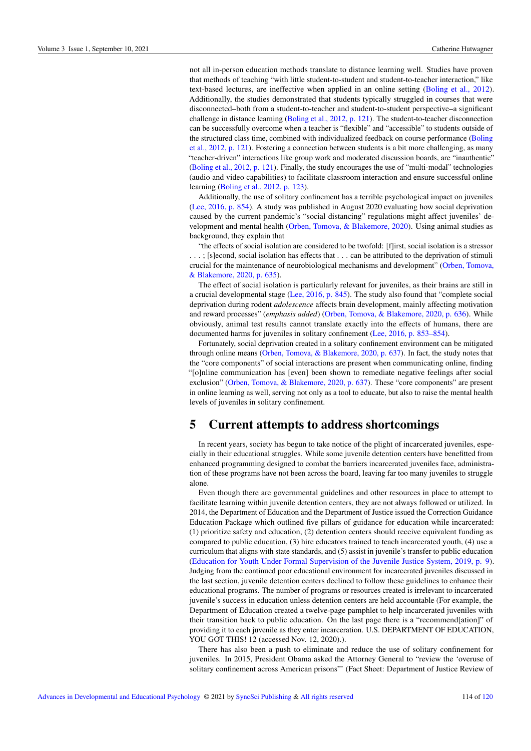not all in-person education methods translate to distance learning well. Studies have proven that methods of teaching "with little student-to-student and student-to-teacher interaction," like text-based lectures, are ineffective when applied in an online setting (Boling et al., 2012). Additionally, the studies demonstrated that students typically struggled in courses that were disconnected–both from a student-to-teacher and student-to-student perspective–a significant challenge in distance learning (Boling et al., 2012, p. 121). The student-to-teacher disconnection can be successfully overcome when a teacher is "flexible" and "accessible" to students outside of the structured class time, combined with individualized feedback on course performance (Boling et al., 2012, p. 121). Fostering a connection between students is a bit more challenging, as many "teacher-driven" interactions like group work and moderated discussion boards, are "inauthentic" (Boling et al., 2012, p. 121). Finally, the study encourages the use of "multi-modal" technologies (audio and video capabilities) to facilitate classroom interaction and ensure successful online learning (Boling et al., 2012, p. 123).

Additionally, the use of solitary confinement has a terrible psychological impact on juveniles (Lee, 2016, p. 854). A study was published in August 2020 evaluating how social deprivation caused by the current pandemic's "social distancing" regulations might affect juveniles' development and mental health (Orben, Tomova, & Blakemore, 2020). Using animal studies as background, they explain that

"the effects of social isolation are considered to be twofold: [f]irst, social isolation is a stressor . . . ; [s]econd, social isolation has effects that . . . can be attributed to the deprivation of stimuli crucial for the maintenance of neurobiological mechanisms and development" (Orben, Tomova, & Blakemore, 2020, p. 635).

The effect of social isolation is particularly relevant for juveniles, as their brains are still in a crucial developmental stage (Lee, 2016, p. 845). The study also found that "complete social deprivation during rodent *adolescence* affects brain development, mainly affecting motivation and reward processes" (*emphasis added*) (Orben, Tomova, & Blakemore, 2020, p. 636). While obviously, animal test results cannot translate exactly into the effects of humans, there are documented harms for juveniles in solitary confinement (Lee, 2016, p. 853–854).

Fortunately, social deprivation created in a solitary confinement environment can be mitigated through online means (Orben, Tomova, & Blakemore, 2020, p. 637). In fact, the study notes that the "core components" of social interactions are present when communicating online, finding "[o]nline communication has [even] been shown to remediate negative feelings after social exclusion" (Orben, Tomova, & Blakemore, 2020, p. 637). These "core components" are present in online learning as well, serving not only as a tool to educate, but also to raise the mental health levels of juveniles in solitary confinement.

## 5 Current attempts to address shortcomings

In recent years, society has begun to take notice of the plight of incarcerated juveniles, especially in their educational struggles. While some juvenile detention centers have benefitted from enhanced programming designed to combat the barriers incarcerated juveniles face, administration of these programs have not been across the board, leaving far too many juveniles to struggle alone.

Even though there are governmental guidelines and other resources in place to attempt to facilitate learning within juvenile detention centers, they are not always followed or utilized. In 2014, the Department of Education and the Department of Justice issued the Correction Guidance Education Package which outlined five pillars of guidance for education while incarcerated: (1) prioritize safety and education, (2) detention centers should receive equivalent funding as compared to public education, (3) hire educators trained to teach incarcerated youth, (4) use a curriculum that aligns with state standards, and (5) assist in juvenile's transfer to public education (Education for Youth Under Formal Supervision of the Juvenile Justice System, 2019, p. 9). Judging from the continued poor educational environment for incarcerated juveniles discussed in the last section, juvenile detention centers declined to follow these guidelines to enhance their educational programs. The number of programs or resources created is irrelevant to incarcerated juvenile's success in education unless detention centers are held accountable (For example, the Department of Education created a twelve-page pamphlet to help incarcerated juveniles with their transition back to public education. On the last page there is a "recommend[ation]" of providing it to each juvenile as they enter incarceration. U.S. DEPARTMENT OF EDUCATION, YOU GOT THIS! 12 (accessed Nov. 12, 2020).).

There has also been a push to eliminate and reduce the use of solitary confinement for juveniles. In 2015, President Obama asked the Attorney General to "review the 'overuse of solitary confinement across American prisons"' (Fact Sheet: Department of Justice Review of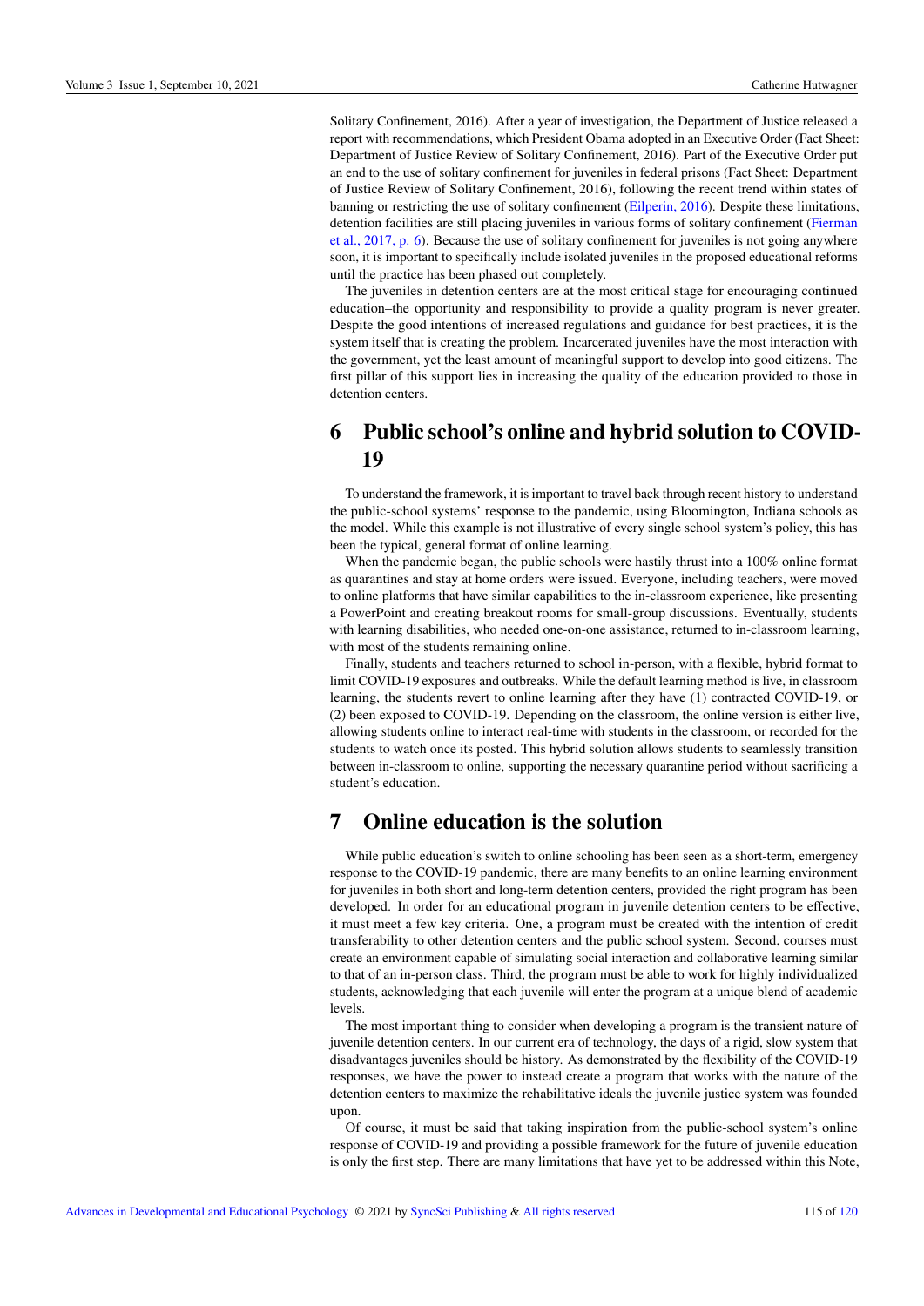Solitary Confinement, 2016). After a year of investigation, the Department of Justice released a report with recommendations, which President Obama adopted in an Executive Order (Fact Sheet: Department of Justice Review of Solitary Confinement, 2016). Part of the Executive Order put an end to the use of solitary confinement for juveniles in federal prisons (Fact Sheet: Department of Justice Review of Solitary Confinement, 2016), following the recent trend within states of banning or restricting the use of solitary confinement (Eilperin, 2016). Despite these limitations, detention facilities are still placing juveniles in various forms of solitary confinement (Fierman et al., 2017, p. 6). Because the use of solitary confinement for juveniles is not going anywhere soon, it is important to specifically include isolated juveniles in the proposed educational reforms until the practice has been phased out completely.

The juveniles in detention centers are at the most critical stage for encouraging continued education–the opportunity and responsibility to provide a quality program is never greater. Despite the good intentions of increased regulations and guidance for best practices, it is the system itself that is creating the problem. Incarcerated juveniles have the most interaction with the government, yet the least amount of meaningful support to develop into good citizens. The first pillar of this support lies in increasing the quality of the education provided to those in detention centers.

# 6 Public school's online and hybrid solution to COVID-19

To understand the framework, it is important to travel back through recent history to understand the public-school systems' response to the pandemic, using Bloomington, Indiana schools as the model. While this example is not illustrative of every single school system's policy, this has been the typical, general format of online learning.

When the pandemic began, the public schools were hastily thrust into a 100% online format as quarantines and stay at home orders were issued. Everyone, including teachers, were moved to online platforms that have similar capabilities to the in-classroom experience, like presenting a PowerPoint and creating breakout rooms for small-group discussions. Eventually, students with learning disabilities, who needed one-on-one assistance, returned to in-classroom learning, with most of the students remaining online.

Finally, students and teachers returned to school in-person, with a flexible, hybrid format to limit COVID-19 exposures and outbreaks. While the default learning method is live, in classroom learning, the students revert to online learning after they have (1) contracted COVID-19, or (2) been exposed to COVID-19. Depending on the classroom, the online version is either live, allowing students online to interact real-time with students in the classroom, or recorded for the students to watch once its posted. This hybrid solution allows students to seamlessly transition between in-classroom to online, supporting the necessary quarantine period without sacrificing a student's education.

# 7 Online education is the solution

While public education's switch to online schooling has been seen as a short-term, emergency response to the COVID-19 pandemic, there are many benefits to an online learning environment for juveniles in both short and long-term detention centers, provided the right program has been developed. In order for an educational program in juvenile detention centers to be effective, it must meet a few key criteria. One, a program must be created with the intention of credit transferability to other detention centers and the public school system. Second, courses must create an environment capable of simulating social interaction and collaborative learning similar to that of an in-person class. Third, the program must be able to work for highly individualized students, acknowledging that each juvenile will enter the program at a unique blend of academic levels.

The most important thing to consider when developing a program is the transient nature of juvenile detention centers. In our current era of technology, the days of a rigid, slow system that disadvantages juveniles should be history. As demonstrated by the flexibility of the COVID-19 responses, we have the power to instead create a program that works with the nature of the detention centers to maximize the rehabilitative ideals the juvenile justice system was founded upon.

Of course, it must be said that taking inspiration from the public-school system's online response of COVID-19 and providing a possible framework for the future of juvenile education is only the first step. There are many limitations that have yet to be addressed within this Note,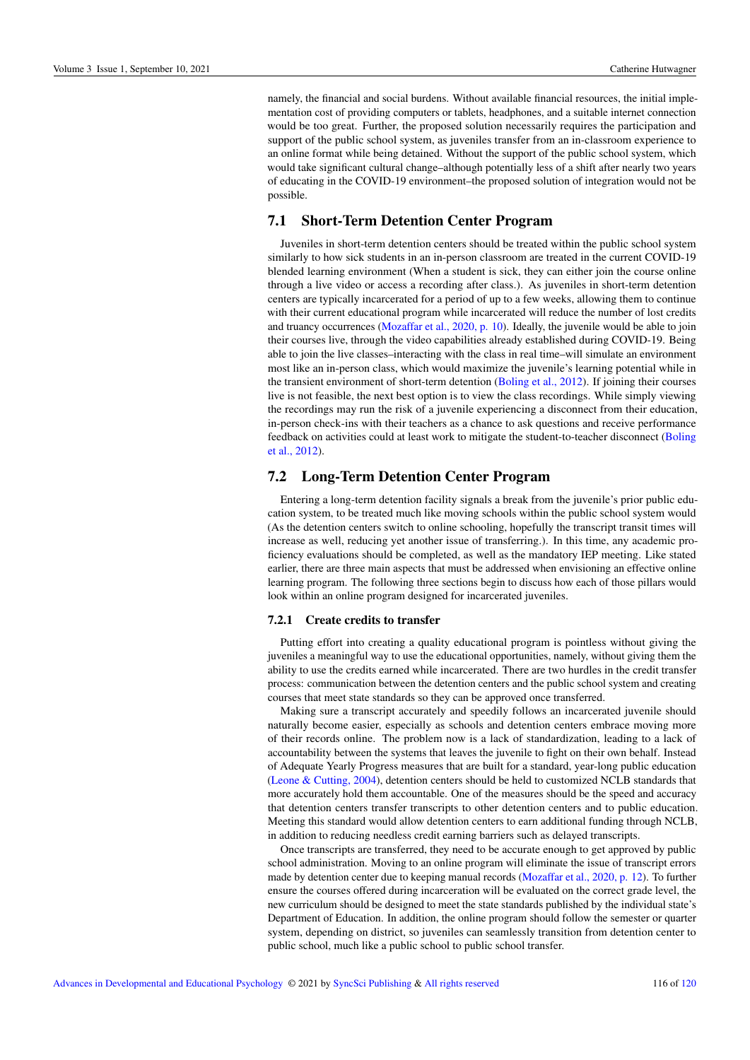namely, the financial and social burdens. Without available financial resources, the initial implementation cost of providing computers or tablets, headphones, and a suitable internet connection would be too great. Further, the proposed solution necessarily requires the participation and support of the public school system, as juveniles transfer from an in-classroom experience to an online format while being detained. Without the support of the public school system, which would take significant cultural change–although potentially less of a shift after nearly two years of educating in the COVID-19 environment–the proposed solution of integration would not be possible.

## 7.1 Short-Term Detention Center Program

Juveniles in short-term detention centers should be treated within the public school system similarly to how sick students in an in-person classroom are treated in the current COVID-19 blended learning environment (When a student is sick, they can either join the course online through a live video or access a recording after class.). As juveniles in short-term detention centers are typically incarcerated for a period of up to a few weeks, allowing them to continue with their current educational program while incarcerated will reduce the number of lost credits and truancy occurrences (Mozaffar et al., 2020, p. 10). Ideally, the juvenile would be able to join their courses live, through the video capabilities already established during COVID-19. Being able to join the live classes–interacting with the class in real time–will simulate an environment most like an in-person class, which would maximize the juvenile's learning potential while in the transient environment of short-term detention (Boling et al., 2012). If joining their courses live is not feasible, the next best option is to view the class recordings. While simply viewing the recordings may run the risk of a juvenile experiencing a disconnect from their education, in-person check-ins with their teachers as a chance to ask questions and receive performance feedback on activities could at least work to mitigate the student-to-teacher disconnect (Boling et al., 2012).

## 7.2 Long-Term Detention Center Program

Entering a long-term detention facility signals a break from the juvenile's prior public education system, to be treated much like moving schools within the public school system would (As the detention centers switch to online schooling, hopefully the transcript transit times will increase as well, reducing yet another issue of transferring.). In this time, any academic proficiency evaluations should be completed, as well as the mandatory IEP meeting. Like stated earlier, there are three main aspects that must be addressed when envisioning an effective online learning program. The following three sections begin to discuss how each of those pillars would look within an online program designed for incarcerated juveniles.

### 7.2.1 Create credits to transfer

Putting effort into creating a quality educational program is pointless without giving the juveniles a meaningful way to use the educational opportunities, namely, without giving them the ability to use the credits earned while incarcerated. There are two hurdles in the credit transfer process: communication between the detention centers and the public school system and creating courses that meet state standards so they can be approved once transferred.

Making sure a transcript accurately and speedily follows an incarcerated juvenile should naturally become easier, especially as schools and detention centers embrace moving more of their records online. The problem now is a lack of standardization, leading to a lack of accountability between the systems that leaves the juvenile to fight on their own behalf. Instead of Adequate Yearly Progress measures that are built for a standard, year-long public education (Leone & Cutting, 2004), detention centers should be held to customized NCLB standards that more accurately hold them accountable. One of the measures should be the speed and accuracy that detention centers transfer transcripts to other detention centers and to public education. Meeting this standard would allow detention centers to earn additional funding through NCLB, in addition to reducing needless credit earning barriers such as delayed transcripts.

Once transcripts are transferred, they need to be accurate enough to get approved by public school administration. Moving to an online program will eliminate the issue of transcript errors made by detention center due to keeping manual records (Mozaffar et al., 2020, p. 12). To further ensure the courses offered during incarceration will be evaluated on the correct grade level, the new curriculum should be designed to meet the state standards published by the individual state's Department of Education. In addition, the online program should follow the semester or quarter system, depending on district, so juveniles can seamlessly transition from detention center to public school, much like a public school to public school transfer.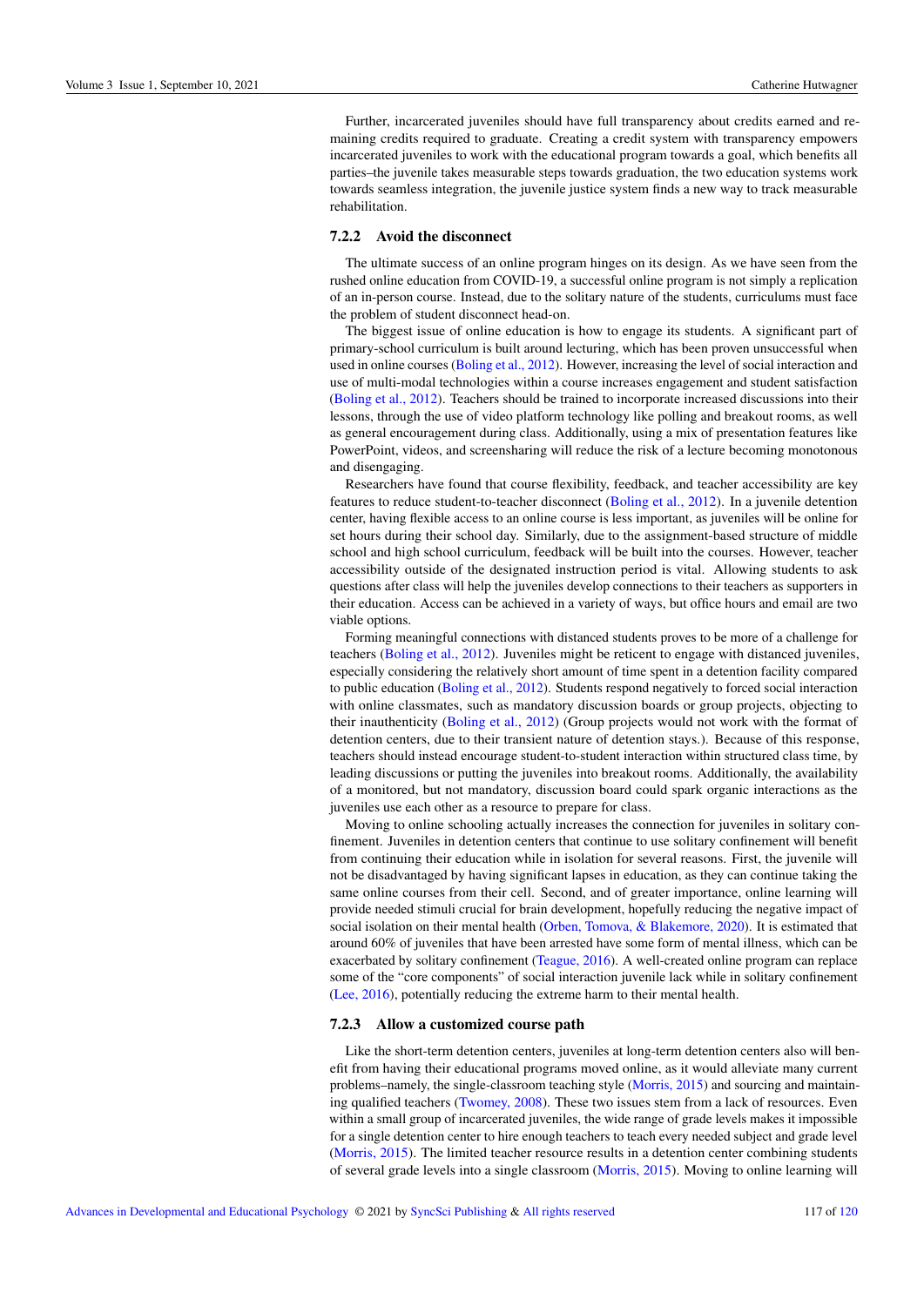Further, incarcerated juveniles should have full transparency about credits earned and remaining credits required to graduate. Creating a credit system with transparency empowers incarcerated juveniles to work with the educational program towards a goal, which benefits all parties–the juvenile takes measurable steps towards graduation, the two education systems work towards seamless integration, the juvenile justice system finds a new way to track measurable rehabilitation.

### 7.2.2 Avoid the disconnect

The ultimate success of an online program hinges on its design. As we have seen from the rushed online education from COVID-19, a successful online program is not simply a replication of an in-person course. Instead, due to the solitary nature of the students, curriculums must face the problem of student disconnect head-on.

The biggest issue of online education is how to engage its students. A significant part of primary-school curriculum is built around lecturing, which has been proven unsuccessful when used in online courses (Boling et al., 2012). However, increasing the level of social interaction and use of multi-modal technologies within a course increases engagement and student satisfaction (Boling et al., 2012). Teachers should be trained to incorporate increased discussions into their lessons, through the use of video platform technology like polling and breakout rooms, as well as general encouragement during class. Additionally, using a mix of presentation features like PowerPoint, videos, and screensharing will reduce the risk of a lecture becoming monotonous and disengaging.

Researchers have found that course flexibility, feedback, and teacher accessibility are key features to reduce student-to-teacher disconnect (Boling et al., 2012). In a juvenile detention center, having flexible access to an online course is less important, as juveniles will be online for set hours during their school day. Similarly, due to the assignment-based structure of middle school and high school curriculum, feedback will be built into the courses. However, teacher accessibility outside of the designated instruction period is vital. Allowing students to ask questions after class will help the juveniles develop connections to their teachers as supporters in their education. Access can be achieved in a variety of ways, but office hours and email are two viable options.

Forming meaningful connections with distanced students proves to be more of a challenge for teachers (Boling et al., 2012). Juveniles might be reticent to engage with distanced juveniles, especially considering the relatively short amount of time spent in a detention facility compared to public education (Boling et al., 2012). Students respond negatively to forced social interaction with online classmates, such as mandatory discussion boards or group projects, objecting to their inauthenticity (Boling et al., 2012) (Group projects would not work with the format of detention centers, due to their transient nature of detention stays.). Because of this response, teachers should instead encourage student-to-student interaction within structured class time, by leading discussions or putting the juveniles into breakout rooms. Additionally, the availability of a monitored, but not mandatory, discussion board could spark organic interactions as the juveniles use each other as a resource to prepare for class.

Moving to online schooling actually increases the connection for juveniles in solitary confinement. Juveniles in detention centers that continue to use solitary confinement will benefit from continuing their education while in isolation for several reasons. First, the juvenile will not be disadvantaged by having significant lapses in education, as they can continue taking the same online courses from their cell. Second, and of greater importance, online learning will provide needed stimuli crucial for brain development, hopefully reducing the negative impact of social isolation on their mental health (Orben, Tomova, & Blakemore, 2020). It is estimated that around 60% of juveniles that have been arrested have some form of mental illness, which can be exacerbated by solitary confinement (Teague, 2016). A well-created online program can replace some of the "core components" of social interaction juvenile lack while in solitary confinement (Lee, 2016), potentially reducing the extreme harm to their mental health.

### 7.2.3 Allow a customized course path

Like the short-term detention centers, juveniles at long-term detention centers also will benefit from having their educational programs moved online, as it would alleviate many current problems–namely, the single-classroom teaching style (Morris, 2015) and sourcing and maintaining qualified teachers (Twomey, 2008). These two issues stem from a lack of resources. Even within a small group of incarcerated juveniles, the wide range of grade levels makes it impossible for a single detention center to hire enough teachers to teach every needed subject and grade level (Morris, 2015). The limited teacher resource results in a detention center combining students of several grade levels into a single classroom (Morris, 2015). Moving to online learning will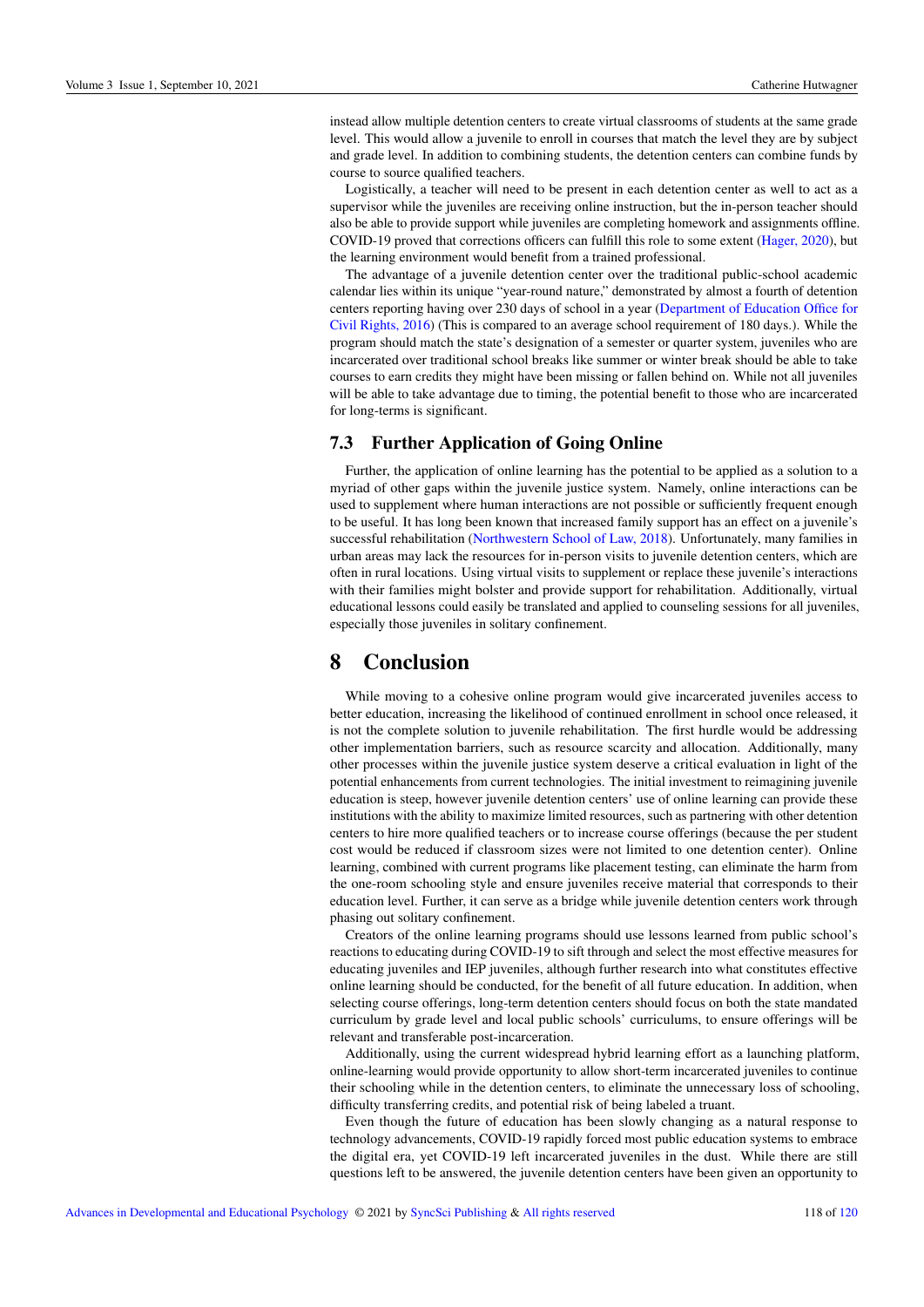instead allow multiple detention centers to create virtual classrooms of students at the same grade level. This would allow a juvenile to enroll in courses that match the level they are by subject and grade level. In addition to combining students, the detention centers can combine funds by course to source qualified teachers.

Logistically, a teacher will need to be present in each detention center as well to act as a supervisor while the juveniles are receiving online instruction, but the in-person teacher should also be able to provide support while juveniles are completing homework and assignments offline. COVID-19 proved that corrections officers can fulfill this role to some extent (Hager, 2020), but the learning environment would benefit from a trained professional.

The advantage of a juvenile detention center over the traditional public-school academic calendar lies within its unique "year-round nature," demonstrated by almost a fourth of detention centers reporting having over 230 days of school in a year (Department of Education Office for Civil Rights, 2016) (This is compared to an average school requirement of 180 days.). While the program should match the state's designation of a semester or quarter system, juveniles who are incarcerated over traditional school breaks like summer or winter break should be able to take courses to earn credits they might have been missing or fallen behind on. While not all juveniles will be able to take advantage due to timing, the potential benefit to those who are incarcerated for long-terms is significant.

### 7.3 Further Application of Going Online

Further, the application of online learning has the potential to be applied as a solution to a myriad of other gaps within the juvenile justice system. Namely, online interactions can be used to supplement where human interactions are not possible or sufficiently frequent enough to be useful. It has long been known that increased family support has an effect on a juvenile's successful rehabilitation (Northwestern School of Law, 2018). Unfortunately, many families in urban areas may lack the resources for in-person visits to juvenile detention centers, which are often in rural locations. Using virtual visits to supplement or replace these juvenile's interactions with their families might bolster and provide support for rehabilitation. Additionally, virtual educational lessons could easily be translated and applied to counseling sessions for all juveniles, especially those juveniles in solitary confinement.

## 8 Conclusion

While moving to a cohesive online program would give incarcerated juveniles access to better education, increasing the likelihood of continued enrollment in school once released, it is not the complete solution to juvenile rehabilitation. The first hurdle would be addressing other implementation barriers, such as resource scarcity and allocation. Additionally, many other processes within the juvenile justice system deserve a critical evaluation in light of the potential enhancements from current technologies. The initial investment to reimagining juvenile education is steep, however juvenile detention centers' use of online learning can provide these institutions with the ability to maximize limited resources, such as partnering with other detention centers to hire more qualified teachers or to increase course offerings (because the per student cost would be reduced if classroom sizes were not limited to one detention center). Online learning, combined with current programs like placement testing, can eliminate the harm from the one-room schooling style and ensure juveniles receive material that corresponds to their education level. Further, it can serve as a bridge while juvenile detention centers work through phasing out solitary confinement.

Creators of the online learning programs should use lessons learned from public school's reactions to educating during COVID-19 to sift through and select the most effective measures for educating juveniles and IEP juveniles, although further research into what constitutes effective online learning should be conducted, for the benefit of all future education. In addition, when selecting course offerings, long-term detention centers should focus on both the state mandated curriculum by grade level and local public schools' curriculums, to ensure offerings will be relevant and transferable post-incarceration.

Additionally, using the current widespread hybrid learning effort as a launching platform, online-learning would provide opportunity to allow short-term incarcerated juveniles to continue their schooling while in the detention centers, to eliminate the unnecessary loss of schooling, difficulty transferring credits, and potential risk of being labeled a truant.

Even though the future of education has been slowly changing as a natural response to technology advancements, COVID-19 rapidly forced most public education systems to embrace the digital era, yet COVID-19 left incarcerated juveniles in the dust. While there are still questions left to be answered, the juvenile detention centers have been given an opportunity to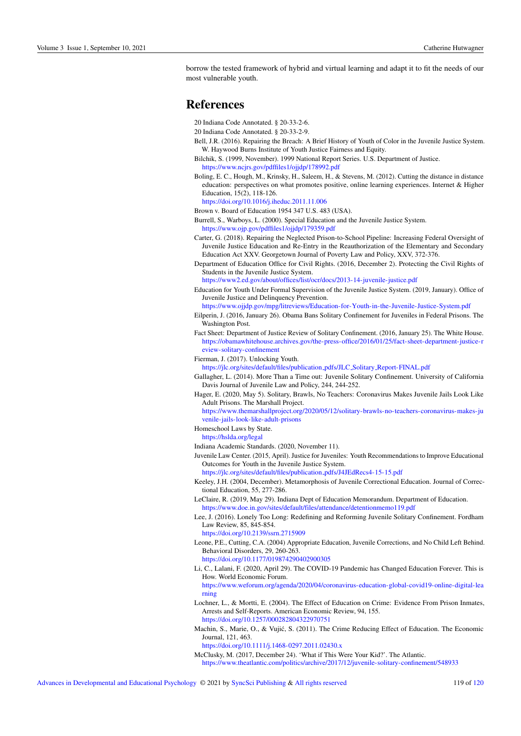borrow the tested framework of hybrid and virtual learning and adapt it to fit the needs of our most vulnerable youth.

# References

20 Indiana Code Annotated. § 20-33-2-6.

20 Indiana Code Annotated. § 20-33-2-9.

Bell, J.R. (2016). Repairing the Breach: A Brief History of Youth of Color in the Juvenile Justice System. W. Haywood Burns Institute of Youth Justice Fairness and Equity.

Bilchik, S. (1999, November). 1999 National Report Series. U.S. Department of Justice. https://www.ncjrs.gov/pdffiles1/ojjdp/178992.pdf

Boling, E. C., Hough, M., Krinsky, H., Saleem, H., & Stevens, M. (2012). Cutting the distance in distance education: perspectives on what promotes positive, online learning experiences. Internet & Higher Education, 15(2), 118-126. https://doi.org/10.1016/j.iheduc.2011.11.006

Brown v. Board of Education 1954 347 U.S. 483 (USA).

Burrell, S., Warboys, L. (2000). Special Education and the Juvenile Justice System. https://www.ojp.gov/pdffiles1/ojjdp/179359.pdf

Carter, G. (2018). Repairing the Neglected Prison-to-School Pipeline: Increasing Federal Oversight of Juvenile Justice Education and Re-Entry in the Reauthorization of the Elementary and Secondary Education Act XXV. Georgetown Journal of Poverty Law and Policy, XXV, 372-376.

Department of Education Office for Civil Rights. (2016, December 2). Protecting the Civil Rights of Students in the Juvenile Justice System. https://www2.ed.gov/about/offices/list/ocr/docs/2013-14-juvenile-justice.pdf

Education for Youth Under Formal Supervision of the Juvenile Justice System. (2019, January). Office of Juvenile Justice and Delinquency Prevention. https://www.ojjdp.gov/mpg/litreviews/Education-for-Youth-in-the-Juvenile-Justice-System.pdf

Eilperin, J. (2016, January 26). Obama Bans Solitary Confinement for Juveniles in Federal Prisons. The Washington Post.

Fact Sheet: Department of Justice Review of Solitary Confinement. (2016, January 25). The White House. https://obamawhitehouse.archives.gov/the-press-office/2016/01/25/fact-sheet-department-justice-review-solitary-confinement

Fierman, J. (2017). Unlocking Youth. https://jlc.org/sites/default/files/publication_pdfs/JLC_Solitary_Report-FINAL.pdf

Gallagher, L. (2014). More Than a Time out: Juvenile Solitary Confinement. University of California Davis Journal of Juvenile Law and Policy, 244, 244-252.

Hager, E. (2020, May 5). Solitary, Brawls, No Teachers: Coronavirus Makes Juvenile Jails Look Like Adult Prisons. The Marshall Project. https://www.themarshallproject.org/2020/05/12/solitary-brawls-no-teachers-coronavirus-makes-juvenile-jails-look-like-adult-prisons

Homeschool Laws by State. https://hslda.org/legal

Indiana Academic Standards. (2020, November 11).

Juvenile Law Center. (2015, April). Justice for Juveniles: Youth Recommendations to Improve Educational Outcomes for Youth in the Juvenile Justice System. https://jlc.org/sites/default/files/publication_pdfs/J4JEdRecs4-15-15.pdf

Keeley, J.H. (2004, December). Metamorphosis of Juvenile Correctional Education. Journal of Correctional Education, 55, 277-286.

LeClaire, R. (2019, May 29). Indiana Dept of Education Memorandum. Department of Education. https://www.doe.in.gov/sites/default/files/attendance/detentionmemo119.pdf

Lee, J. (2016). Lonely Too Long: Redefining and Reforming Juvenile Solitary Confinement. Fordham Law Review, 85, 845-854. https://doi.org/10.2139/ssrn.2715909

Leone, P.E., Cutting, C.A. (2004) Appropriate Education, Juvenile Corrections, and No Child Left Behind. Behavioral Disorders, 29, 260-263. https://doi.org/10.1177/019874290402900305

Li, C., Lalani, F. (2020, April 29). The COVID-19 Pandemic has Changed Education Forever. This is How. World Economic Forum. https://www.weforum.org/agenda/2020/04/coronavirus-education-global-covid19-online-digital-learning

Lochner, L., & Mortti, E. (2004). The Effect of Education on Crime: Evidence From Prison Inmates, Arrests and Self-Reports. American Economic Review, 94, 155. https://doi.org/10.1257/000282804322970751

Machin, S., Marie, O., & Vujić, S. (2011). The Crime Reducing Effect of Education. The Economic Journal, 121, 463. https://doi.org/10.1111/j.1468-0297.2011.02430.x

McClusky, M. (2017, December 24). 'What if This Were Your Kid?'. The Atlantic. https://www.theatlantic.com/politics/archive/2017/12/juvenile-solitary-confinement/548933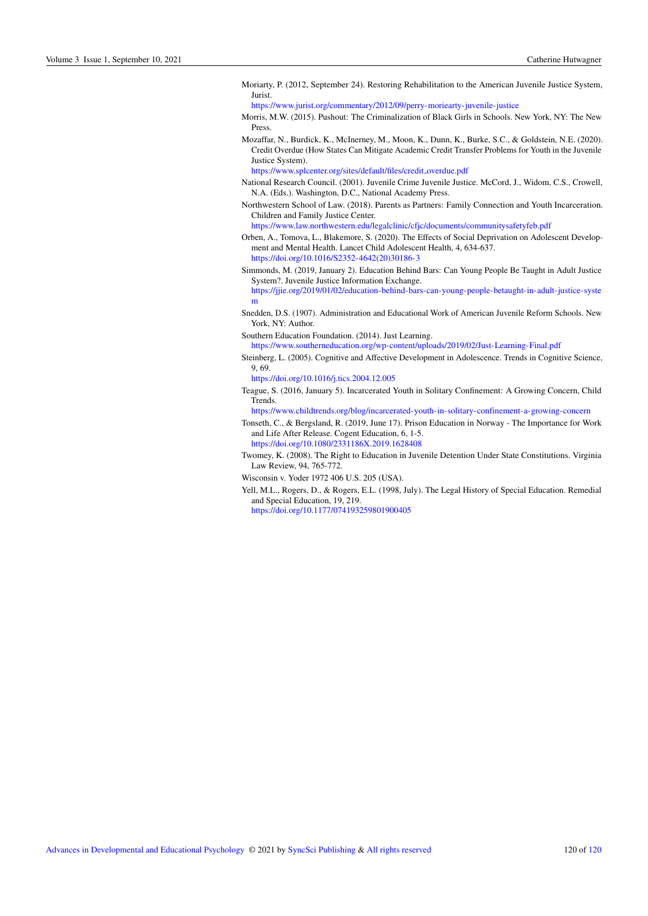Moriarty, P. (2012, September 24). Restoring Rehabilitation to the American Juvenile Justice System, Jurist.
https://www.jurist.org/commentary/2012/09/perry-moriearty-juvenile-justice

Morris, M.W. (2015). Pushout: The Criminalization of Black Girls in Schools. New York, NY: The New Press.

Mozaffar, N., Burdick, K., McInerney, M., Moon, K., Dunn, K., Burke, S.C., & Goldstein, N.E. (2020). Credit Overdue (How States Can Mitigate Academic Credit Transfer Problems for Youth in the Juvenile Justice System).
https://www.splcenter.org/sites/default/files/credit_overdue.pdf

National Research Council. (2001). Juvenile Crime Juvenile Justice. McCord, J., Widom, C.S., Crowell, N.A. (Eds.). Washington, D.C., National Academy Press.

Northwestern School of Law. (2018). Parents as Partners: Family Connection and Youth Incarceration. Children and Family Justice Center.
https://www.law.northwestern.edu/legalclinic/cfjc/documents/communitysafetyfeb.pdf

Orben, A., Tomova, L., Blakemore, S. (2020). The Effects of Social Deprivation on Adolescent Development and Mental Health. Lancet Child Adolescent Health, 4, 634-637.
https://doi.org/10.1016/S2352-4642(20)30186-3

Simmonds, M. (2019, January 2). Education Behind Bars: Can Young People Be Taught in Adult Justice System?. Juvenile Justice Information Exchange.
https://jjie.org/2019/01/02/education-behind-bars-can-young-people-betaught-in-adult-justice-system

Snedden, D.S. (1907). Administration and Educational Work of American Juvenile Reform Schools. New York, NY: Author.

Southern Education Foundation. (2014). Just Learning.
https://www.southerneducation.org/wp-content/uploads/2019/02/Just-Learning-Final.pdf

Steinberg, L. (2005). Cognitive and Affective Development in Adolescence. Trends in Cognitive Science, 9, 69.
https://doi.org/10.1016/j.tics.2004.12.005

Teague, S. (2016, January 5). Incarcerated Youth in Solitary Confinement: A Growing Concern, Child Trends.
https://www.childtrends.org/blog/incarcerated-youth-in-solitary-confinement-a-growing-concern

Tonseth, C., & Bergsland, R. (2019, June 17). Prison Education in Norway - The Importance for Work and Life After Release. Cogent Education, 6, 1-5.
https://doi.org/10.1080/2331186X.2019.1628408

Twomey, K. (2008). The Right to Education in Juvenile Detention Under State Constitutions. Virginia Law Review, 94, 765-772.

Wisconsin v. Yoder 1972 406 U.S. 205 (USA).

Yell, M.L., Rogers, D., & Rogers, E.L. (1998, July). The Legal History of Special Education. Remedial and Special Education, 19, 219.
https://doi.org/10.1177/074193259801900405